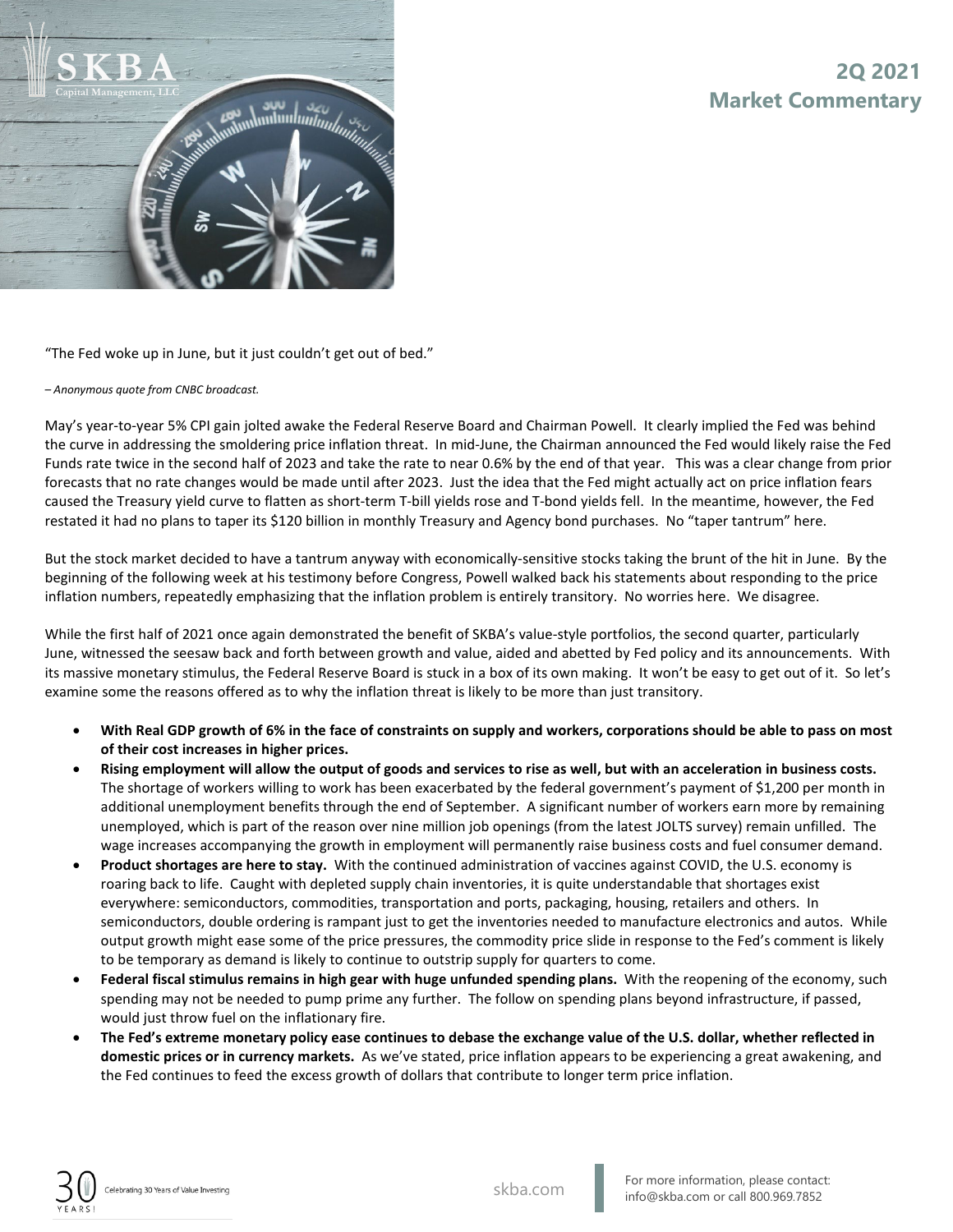# 2Q 2021 Market Commentary

"The Fed woke up in June, but it just couldn't get out of bed."

*– Anonymous quote from CNBC broadcast.*

May's year-to-year 5% CPI gain jolted awake the Federal Reserve Board and Chairman Powell. It clearly implied the Fed was behind the curve in addressing the smoldering price inflation threat. In mid-June, the Chairman announced the Fed would likely raise the Fed Funds rate twice in the second half of 2023 and take the rate to near 0.6% by the end of that year. This was a clear change from prior forecasts that no rate changes would be made until after 2023. Just the idea that the Fed might actually act on price inflation fears caused the Treasury yield curve to flatten as short-term T-bill yields rose and T-bond yields fell. In the meantime, however, the Fed restated it had no plans to taper its $120 billion in monthly Treasury and Agency bond purchases. No "taper tantrum" here.

But the stock market decided to have a tantrum anyway with economically-sensitive stocks taking the brunt of the hit in June. By the beginning of the following week at his testimony before Congress, Powell walked back his statements about responding to the price inflation numbers, repeatedly emphasizing that the inflation problem is entirely transitory. No worries here. We disagree.

While the first half of 2021 once again demonstrated the benefit of SKBA's value-style portfolios, the second quarter, particularly June, witnessed the seesaw back and forth between growth and value, aided and abetted by Fed policy and its announcements. With its massive monetary stimulus, the Federal Reserve Board is stuck in a box of its own making. It won't be easy to get out of it. So let's examine some the reasons offered as to why the inflation threat is likely to be more than just transitory.

- **With Real GDP growth of 6% in the face of constraints on supply and workers, corporations should be able to pass on most of their cost increases in higher prices.**
- **Rising employment will allow the output of goods and services to rise as well, but with an acceleration in business costs.** The shortage of workers willing to work has been exacerbated by the federal government's payment of $1,200 per month in additional unemployment benefits through the end of September. A significant number of workers earn more by remaining unemployed, which is part of the reason over nine million job openings (from the latest JOLTS survey) remain unfilled. The wage increases accompanying the growth in employment will permanently raise business costs and fuel consumer demand.
- **Product shortages are here to stay.** With the continued administration of vaccines against COVID, the U.S. economy is roaring back to life. Caught with depleted supply chain inventories, it is quite understandable that shortages exist everywhere: semiconductors, commodities, transportation and ports, packaging, housing, retailers and others. In semiconductors, double ordering is rampant just to get the inventories needed to manufacture electronics and autos. While output growth might ease some of the price pressures, the commodity price slide in response to the Fed's comment is likely to be temporary as demand is likely to continue to outstrip supply for quarters to come.
- **Federal fiscal stimulus remains in high gear with huge unfunded spending plans.** With the reopening of the economy, such spending may not be needed to pump prime any further. The follow on spending plans beyond infrastructure, if passed, would just throw fuel on the inflationary fire.
- **The Fed's extreme monetary policy ease continues to debase the exchange value of the U.S. dollar, whether reflected in domestic prices or in currency markets.** As we've stated, price inflation appears to be experiencing a great awakening, and the Fed continues to feed the excess growth of dollars that contribute to longer term price inflation.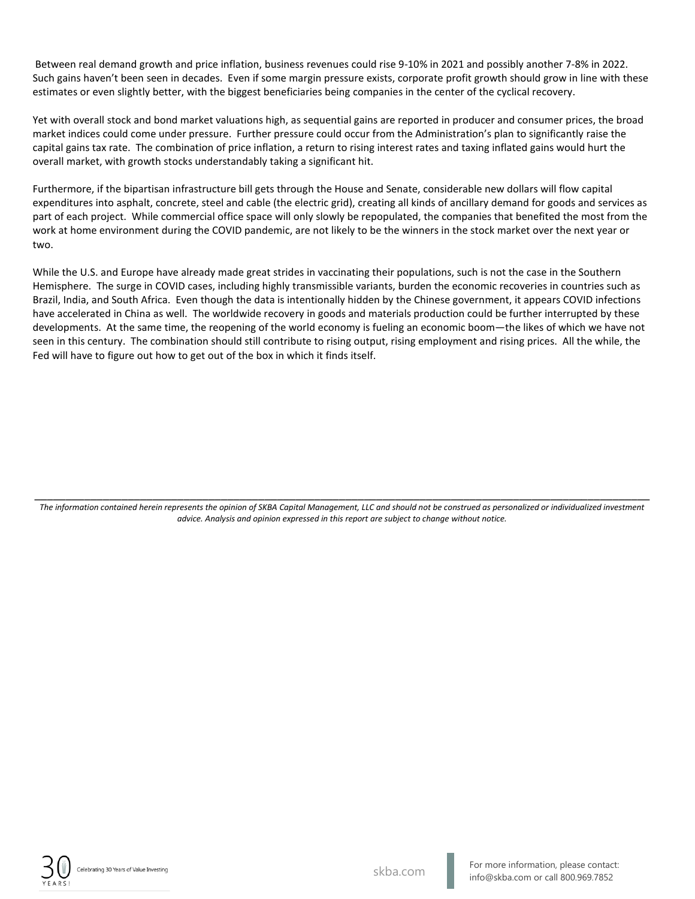Between real demand growth and price inflation, business revenues could rise 9-10% in 2021 and possibly another 7-8% in 2022. Such gains haven't been seen in decades. Even if some margin pressure exists, corporate profit growth should grow in line with these estimates or even slightly better, with the biggest beneficiaries being companies in the center of the cyclical recovery.

Yet with overall stock and bond market valuations high, as sequential gains are reported in producer and consumer prices, the broad market indices could come under pressure. Further pressure could occur from the Administration's plan to significantly raise the capital gains tax rate. The combination of price inflation, a return to rising interest rates and taxing inflated gains would hurt the overall market, with growth stocks understandably taking a significant hit.

Furthermore, if the bipartisan infrastructure bill gets through the House and Senate, considerable new dollars will flow capital expenditures into asphalt, concrete, steel and cable (the electric grid), creating all kinds of ancillary demand for goods and services as part of each project. While commercial office space will only slowly be repopulated, the companies that benefited the most from the work at home environment during the COVID pandemic, are not likely to be the winners in the stock market over the next year or two.

While the U.S. and Europe have already made great strides in vaccinating their populations, such is not the case in the Southern Hemisphere. The surge in COVID cases, including highly transmissible variants, burden the economic recoveries in countries such as Brazil, India, and South Africa. Even though the data is intentionally hidden by the Chinese government, it appears COVID infections have accelerated in China as well. The worldwide recovery in goods and materials production could be further interrupted by these developments. At the same time, the reopening of the world economy is fueling an economic boom—the likes of which we have not seen in this century. The combination should still contribute to rising output, rising employment and rising prices. All the while, the Fed will have to figure out how to get out of the box in which it finds itself.

---

*The information contained herein represents the opinion of SKBA Capital Management, LLC and should not be construed as personalized or individualized investment advice. Analysis and opinion expressed in this report are subject to change without notice.*

30 YEARS! Celebrating 30 Years of Value Investing

skba.com

For more information, please contact: info@skba.com or call 800.969.7852